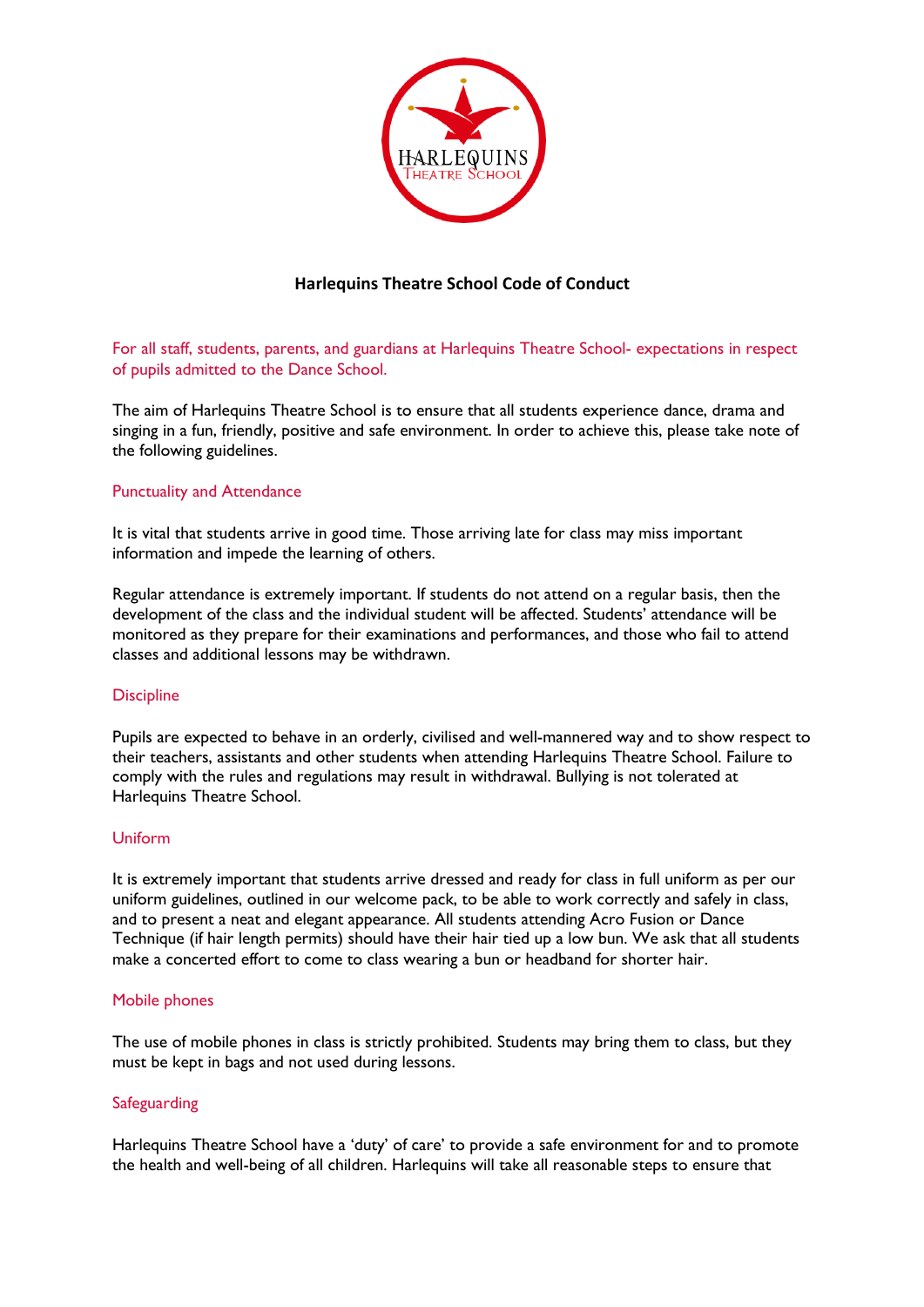# Harlequins Theatre School Code of Conduct

For all staff, students, parents, and guardians at Harlequins Theatre School- expectations in respect of pupils admitted to the Dance School.

The aim of Harlequins Theatre School is to ensure that all students experience dance, drama and singing in a fun, friendly, positive and safe environment. In order to achieve this, please take note of the following guidelines.

## Punctuality and Attendance

It is vital that students arrive in good time. Those arriving late for class may miss important information and impede the learning of others.

Regular attendance is extremely important. If students do not attend on a regular basis, then the development of the class and the individual student will be affected. Students' attendance will be monitored as they prepare for their examinations and performances, and those who fail to attend classes and additional lessons may be withdrawn.

## Discipline

Pupils are expected to behave in an orderly, civilised and well-mannered way and to show respect to their teachers, assistants and other students when attending Harlequins Theatre School. Failure to comply with the rules and regulations may result in withdrawal. Bullying is not tolerated at Harlequins Theatre School.

## Uniform

It is extremely important that students arrive dressed and ready for class in full uniform as per our uniform guidelines, outlined in our welcome pack, to be able to work correctly and safely in class, and to present a neat and elegant appearance. All students attending Acro Fusion or Dance Technique (if hair length permits) should have their hair tied up a low bun. We ask that all students make a concerted effort to come to class wearing a bun or headband for shorter hair.

## Mobile phones

The use of mobile phones in class is strictly prohibited. Students may bring them to class, but they must be kept in bags and not used during lessons.

## Safeguarding

Harlequins Theatre School have a 'duty' of care' to provide a safe environment for and to promote the health and well-being of all children. Harlequins will take all reasonable steps to ensure that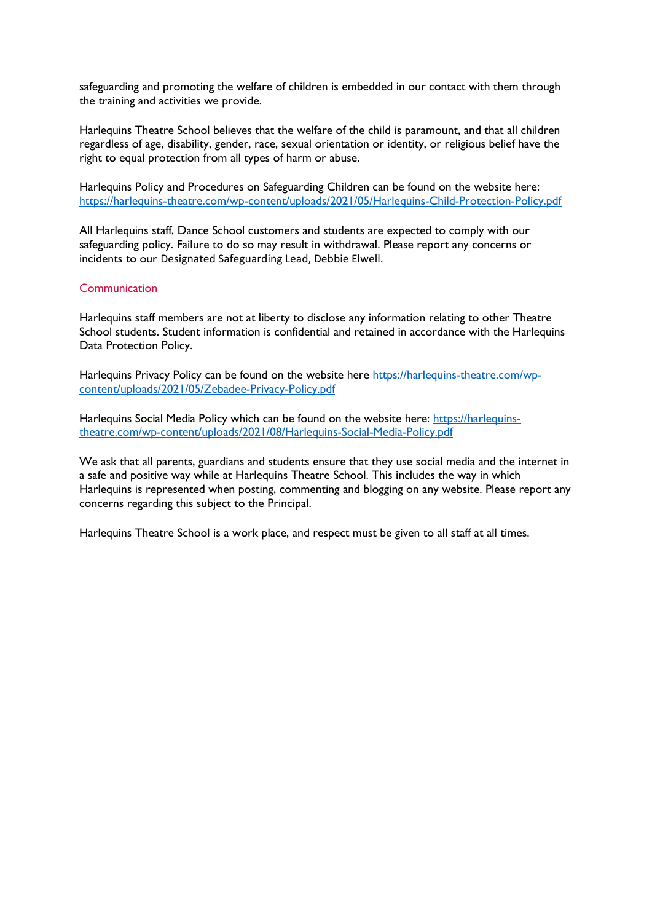safeguarding and promoting the welfare of children is embedded in our contact with them through the training and activities we provide.

Harlequins Theatre School believes that the welfare of the child is paramount, and that all children regardless of age, disability, gender, race, sexual orientation or identity, or religious belief have the right to equal protection from all types of harm or abuse.

Harlequins Policy and Procedures on Safeguarding Children can be found on the website here: [https://harlequins-theatre.com/wp-content/uploads/2021/05/Harlequins-Child-Protection-Policy.pdf](https://harlequins-theatre.com/wp-content/uploads/2021/05/Harlequins-Child-Protection-Policy.pdf)

All Harlequins staff, Dance School customers and students are expected to comply with our safeguarding policy. Failure to do so may result in withdrawal. Please report any concerns or incidents to our Designated Safeguarding Lead, Debbie Elwell.

## Communication

Harlequins staff members are not at liberty to disclose any information relating to other Theatre School students. Student information is confidential and retained in accordance with the Harlequins Data Protection Policy.

Harlequins Privacy Policy can be found on the website here [https://harlequins-theatre.com/wp-content/uploads/2021/05/Zebadee-Privacy-Policy.pdf](https://harlequins-theatre.com/wp-content/uploads/2021/05/Zebadee-Privacy-Policy.pdf)

Harlequins Social Media Policy which can be found on the website here: [https://harlequins-theatre.com/wp-content/uploads/2021/08/Harlequins-Social-Media-Policy.pdf](https://harlequins-theatre.com/wp-content/uploads/2021/08/Harlequins-Social-Media-Policy.pdf)

We ask that all parents, guardians and students ensure that they use social media and the internet in a safe and positive way while at Harlequins Theatre School. This includes the way in which Harlequins is represented when posting, commenting and blogging on any website. Please report any concerns regarding this subject to the Principal.

Harlequins Theatre School is a work place, and respect must be given to all staff at all times.